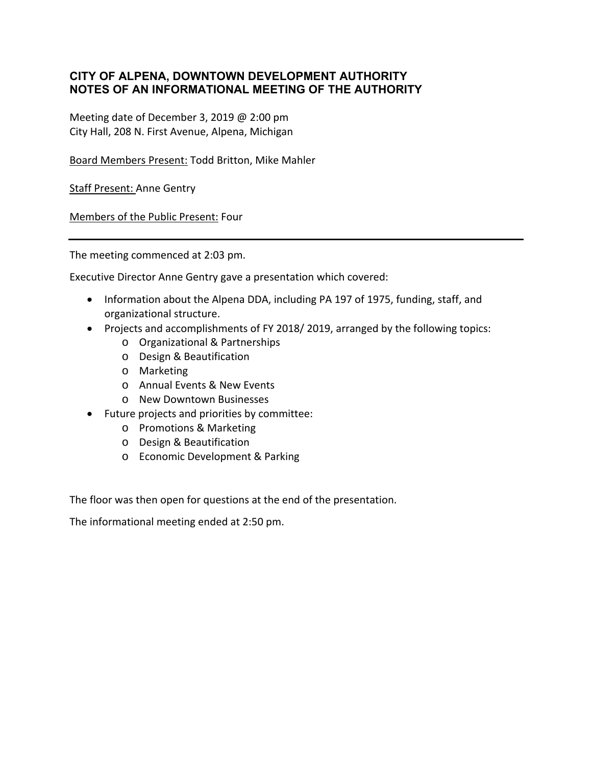# CITY OF ALPENA, DOWNTOWN DEVELOPMENT AUTHORITY
# NOTES OF AN INFORMATIONAL MEETING OF THE AUTHORITY

Meeting date of December 3, 2019 @ 2:00 pm
City Hall, 208 N. First Avenue, Alpena, Michigan

Board Members Present: Todd Britton, Mike Mahler

Staff Present: Anne Gentry

Members of the Public Present: Four

---

The meeting commenced at 2:03 pm.

Executive Director Anne Gentry gave a presentation which covered:

- Information about the Alpena DDA, including PA 197 of 1975, funding, staff, and organizational structure.
- Projects and accomplishments of FY 2018/ 2019, arranged by the following topics:
  - Organizational & Partnerships
  - Design & Beautification
  - Marketing
  - Annual Events & New Events
  - New Downtown Businesses
- Future projects and priorities by committee:
  - Promotions & Marketing
  - Design & Beautification
  - Economic Development & Parking

The floor was then open for questions at the end of the presentation.

The informational meeting ended at 2:50 pm.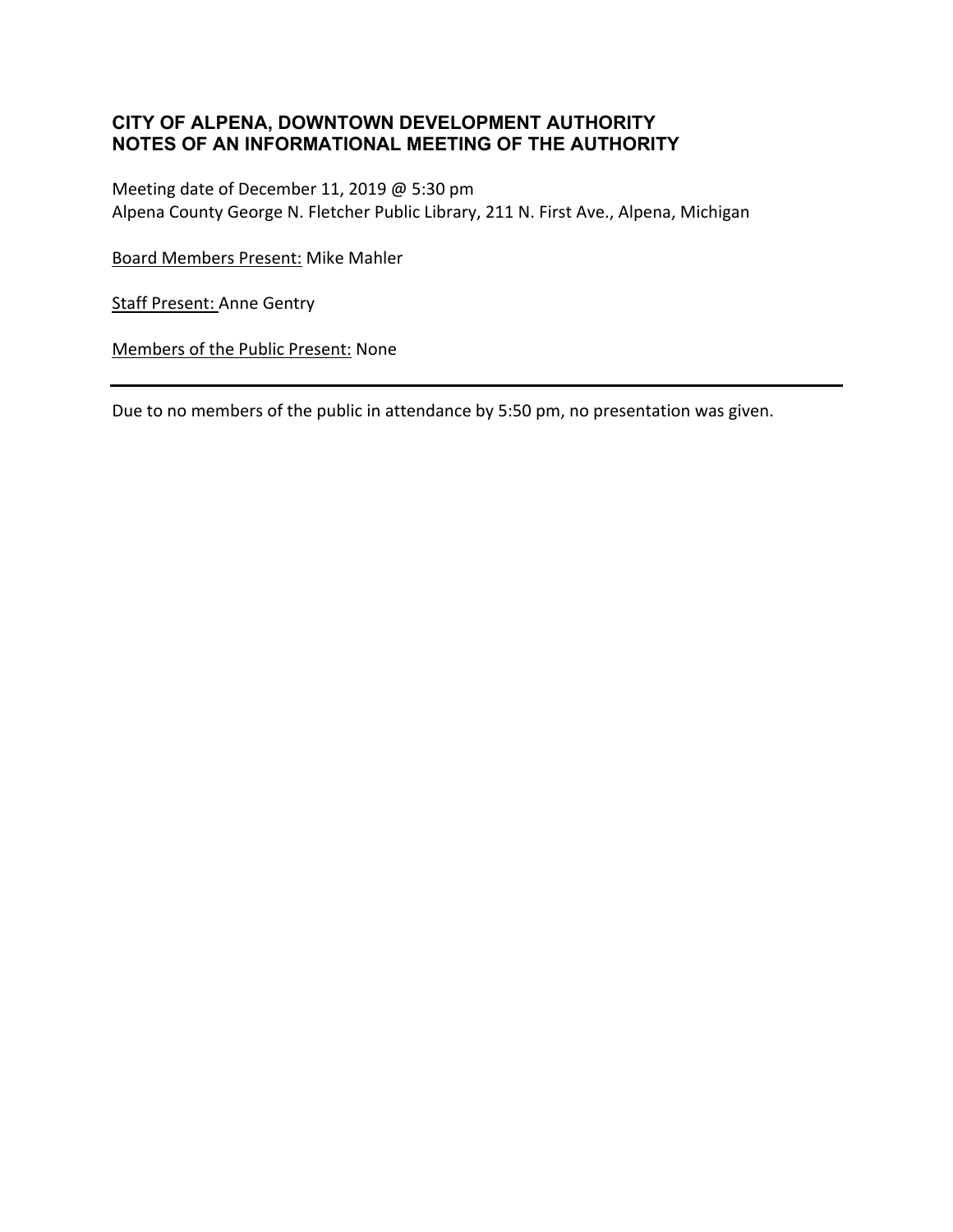## CITY OF ALPENA, DOWNTOWN DEVELOPMENT AUTHORITY
## NOTES OF AN INFORMATIONAL MEETING OF THE AUTHORITY

Meeting date of December 11, 2019 @ 5:30 pm
Alpena County George N. Fletcher Public Library, 211 N. First Ave., Alpena, Michigan

<u>Board Members Present:</u> Mike Mahler

<u>Staff Present:</u> Anne Gentry

<u>Members of the Public Present:</u> None

---

Due to no members of the public in attendance by 5:50 pm, no presentation was given.